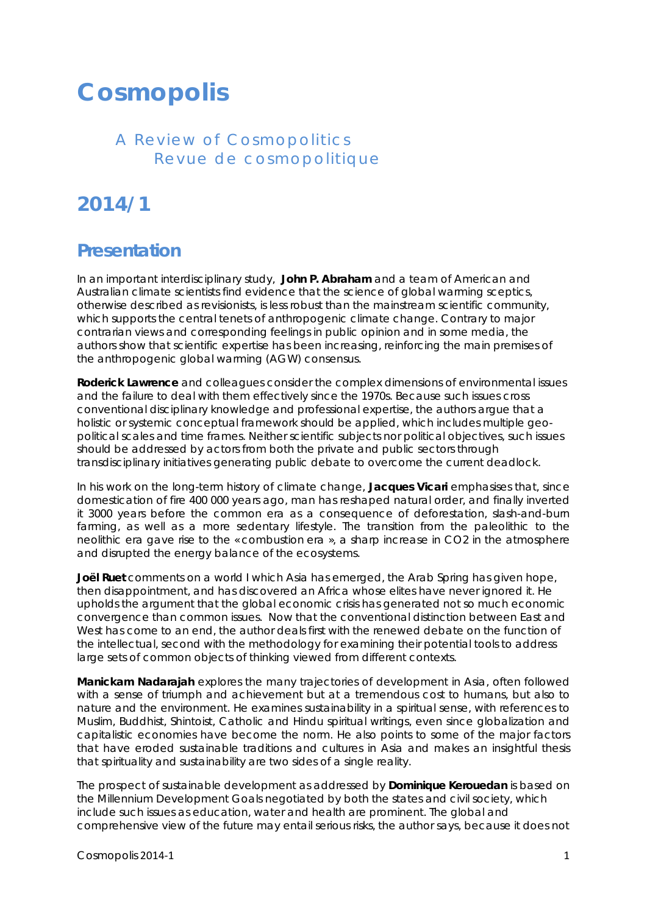# Cosmopolis

A Review of Cosmopolitics
Revue de cosmopolitique

## 2014/1

## Presentation

In an important interdisciplinary study, **John P. Abraham** and a team of American and Australian climate scientists find evidence that the science of global warming sceptics, otherwise described as revisionists, is less robust than the mainstream scientific community, which supports the central tenets of anthropogenic climate change. Contrary to major contrarian views and corresponding feelings in public opinion and in some media, the authors show that scientific expertise has been increasing, reinforcing the main premises of the anthropogenic global warming (AGW) consensus.

**Roderick Lawrence** and colleagues consider the complex dimensions of environmental issues and the failure to deal with them effectively since the 1970s. Because such issues cross conventional disciplinary knowledge and professional expertise, the authors argue that a holistic or systemic conceptual framework should be applied, which includes multiple geo-political scales and time frames. Neither scientific subjects nor political objectives, such issues should be addressed by actors from both the private and public sectors through transdisciplinary initiatives generating public debate to overcome the current deadlock.

In his work on the long-term history of climate change, **Jacques Vicari** emphasises that, since domestication of fire 400 000 years ago, man has reshaped natural order, and finally inverted it 3000 years before the common era as a consequence of deforestation, slash-and-burn farming, as well as a more sedentary lifestyle. The transition from the paleolithic to the neolithic era gave rise to the « combustion era », a sharp increase in $CO_2$ in the atmosphere and disrupted the energy balance of the ecosystems.

**Joël Ruet** comments on a world I which Asia has emerged, the Arab Spring has given hope, then disappointment, and has discovered an Africa whose elites have never ignored it. He upholds the argument that the global economic crisis has generated not so much economic convergence than common issues. Now that the conventional distinction between East and West has come to an end, the author deals first with the renewed debate on the function of the intellectual, second with the methodology for examining their potential tools to address large sets of common objects of thinking viewed from different contexts.

**Manickam Nadarajah** explores the many trajectories of development in Asia, often followed with a sense of triumph and achievement but at a tremendous cost to humans, but also to nature and the environment. He examines sustainability in a spiritual sense, with references to Muslim, Buddhist, Shintoist, Catholic and Hindu spiritual writings, even since globalization and capitalistic economies have become the norm. He also points to some of the major factors that have eroded sustainable traditions and cultures in Asia and makes an insightful thesis that spirituality and sustainability are two sides of a single reality.

The prospect of sustainable development as addressed by **Dominique Kerouedan** is based on the Millennium Development Goals negotiated by both the states and civil society, which include such issues as education, water and health are prominent. The global and comprehensive view of the future may entail serious risks, the author says, because it does not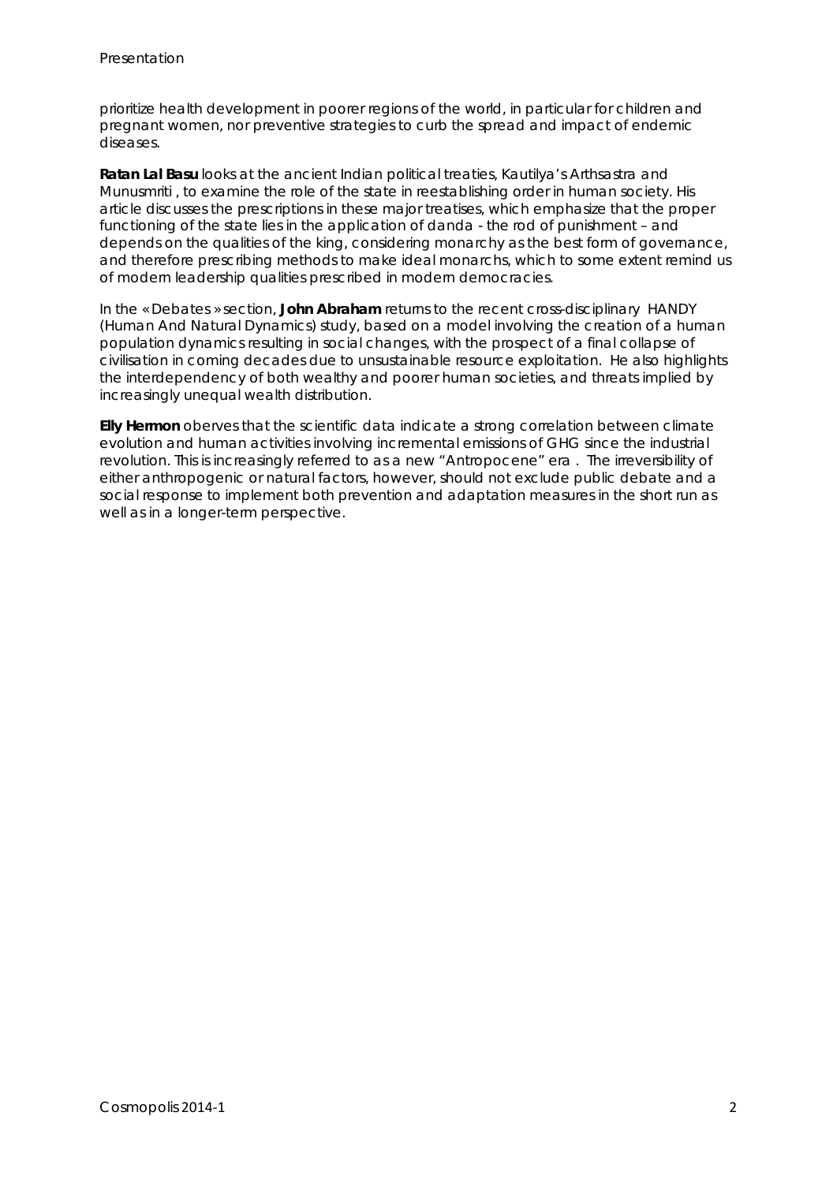prioritize health development in poorer regions of the world, in particular for children and pregnant women, nor preventive strategies to curb the spread and impact of endemic diseases.

**Ratan Lal Basu** looks at the ancient Indian political treaties, Kautilya's Arthsastra and Munusmriti , to examine the role of the state in reestablishing order in human society. His article discusses the prescriptions in these major treatises, which emphasize that the proper functioning of the state lies in the application of danda - the rod of punishment – and depends on the qualities of the king, considering monarchy as the best form of governance, and therefore prescribing methods to make ideal monarchs, which to some extent remind us of modern leadership qualities prescribed in modern democracies.

In the « Debates » section, **John Abraham** returns to the recent cross-disciplinary HANDY (Human And Natural Dynamics) study, based on a model involving the creation of a human population dynamics resulting in social changes, with the prospect of a final collapse of civilisation in coming decades due to unsustainable resource exploitation. He also highlights the interdependency of both wealthy and poorer human societies, and threats implied by increasingly unequal wealth distribution.

**Elly Hermon** oberves that the scientific data indicate a strong correlation between climate evolution and human activities involving incremental emissions of GHG since the industrial revolution. This is increasingly referred to as a new "Antropocene" era . The irreversibility of either anthropogenic or natural factors, however, should not exclude public debate and a social response to implement both prevention and adaptation measures in the short run as well as in a longer-term perspective.